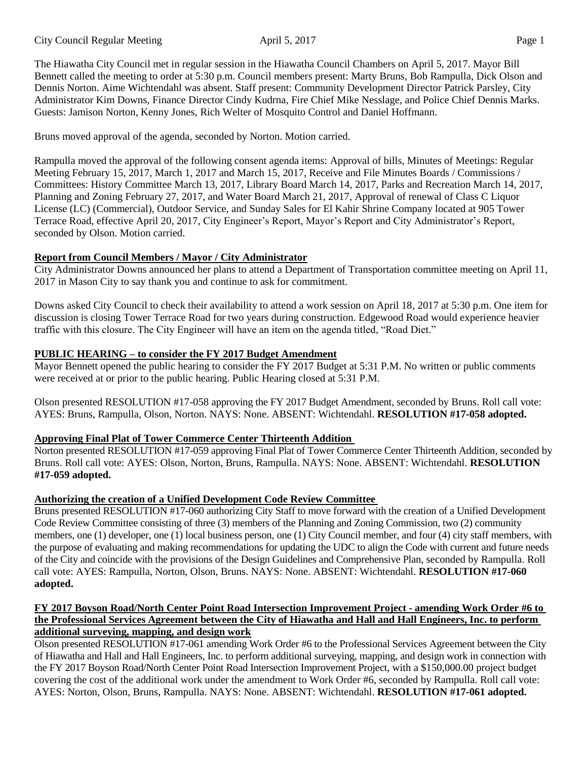The Hiawatha City Council met in regular session in the Hiawatha Council Chambers on April 5, 2017. Mayor Bill Bennett called the meeting to order at 5:30 p.m. Council members present: Marty Bruns, Bob Rampulla, Dick Olson and Dennis Norton. Aime Wichtendahl was absent. Staff present: Community Development Director Patrick Parsley, City Administrator Kim Downs, Finance Director Cindy Kudrna, Fire Chief Mike Nesslage, and Police Chief Dennis Marks. Guests: Jamison Norton, Kenny Jones, Rich Welter of Mosquito Control and Daniel Hoffmann.

Bruns moved approval of the agenda, seconded by Norton. Motion carried.

Rampulla moved the approval of the following consent agenda items: Approval of bills, Minutes of Meetings: Regular Meeting February 15, 2017, March 1, 2017 and March 15, 2017, Receive and File Minutes Boards / Commissions / Committees: History Committee March 13, 2017, Library Board March 14, 2017, Parks and Recreation March 14, 2017, Planning and Zoning February 27, 2017, and Water Board March 21, 2017, Approval of renewal of Class C Liquor License (LC) (Commercial), Outdoor Service, and Sunday Sales for El Kahir Shrine Company located at 905 Tower Terrace Road, effective April 20, 2017, City Engineer's Report, Mayor's Report and City Administrator's Report, seconded by Olson. Motion carried.

**Report from Council Members / Mayor / City Administrator**

City Administrator Downs announced her plans to attend a Department of Transportation committee meeting on April 11, 2017 in Mason City to say thank you and continue to ask for commitment.

Downs asked City Council to check their availability to attend a work session on April 18, 2017 at 5:30 p.m. One item for discussion is closing Tower Terrace Road for two years during construction. Edgewood Road would experience heavier traffic with this closure. The City Engineer will have an item on the agenda titled, "Road Diet."

**PUBLIC HEARING – to consider the FY 2017 Budget Amendment**

Mayor Bennett opened the public hearing to consider the FY 2017 Budget at 5:31 P.M. No written or public comments were received at or prior to the public hearing. Public Hearing closed at 5:31 P.M.

Olson presented RESOLUTION #17-058 approving the FY 2017 Budget Amendment, seconded by Bruns. Roll call vote: AYES: Bruns, Rampulla, Olson, Norton. NAYS: None. ABSENT: Wichtendahl. **RESOLUTION #17-058 adopted.**

**Approving Final Plat of Tower Commerce Center Thirteenth Addition**

Norton presented RESOLUTION #17-059 approving Final Plat of Tower Commerce Center Thirteenth Addition, seconded by Bruns. Roll call vote: AYES: Olson, Norton, Bruns, Rampulla. NAYS: None. ABSENT: Wichtendahl. **RESOLUTION #17-059 adopted.**

**Authorizing the creation of a Unified Development Code Review Committee**

Bruns presented RESOLUTION #17-060 authorizing City Staff to move forward with the creation of a Unified Development Code Review Committee consisting of three (3) members of the Planning and Zoning Commission, two (2) community members, one (1) developer, one (1) local business person, one (1) City Council member, and four (4) city staff members, with the purpose of evaluating and making recommendations for updating the UDC to align the Code with current and future needs of the City and coincide with the provisions of the Design Guidelines and Comprehensive Plan, seconded by Rampulla. Roll call vote: AYES: Rampulla, Norton, Olson, Bruns. NAYS: None. ABSENT: Wichtendahl. **RESOLUTION #17-060 adopted.**

**FY 2017 Boyson Road/North Center Point Road Intersection Improvement Project - amending Work Order #6 to the Professional Services Agreement between the City of Hiawatha and Hall and Hall Engineers, Inc. to perform additional surveying, mapping, and design work**

Olson presented RESOLUTION #17-061 amending Work Order #6 to the Professional Services Agreement between the City of Hiawatha and Hall and Hall Engineers, Inc. to perform additional surveying, mapping, and design work in connection with the FY 2017 Boyson Road/North Center Point Road Intersection Improvement Project, with a $150,000.00 project budget covering the cost of the additional work under the amendment to Work Order #6, seconded by Rampulla. Roll call vote: AYES: Norton, Olson, Bruns, Rampulla. NAYS: None. ABSENT: Wichtendahl. **RESOLUTION #17-061 adopted.**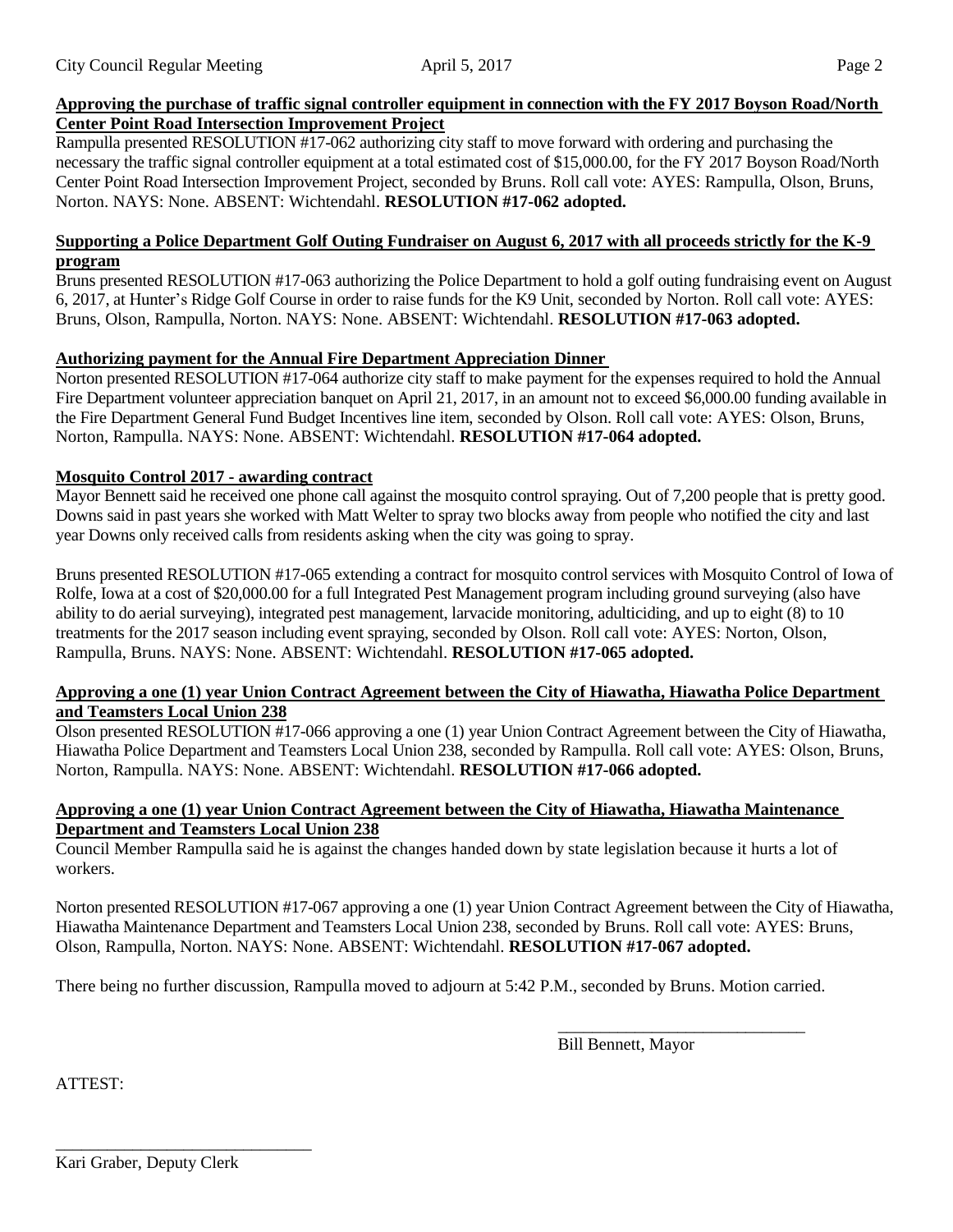**Approving the purchase of traffic signal controller equipment in connection with the FY 2017 Boyson Road/North Center Point Road Intersection Improvement Project**

Rampulla presented RESOLUTION #17-062 authorizing city staff to move forward with ordering and purchasing the necessary traffic signal controller equipment at a total estimated cost of $15,000.00, for the FY 2017 Boyson Road/North Center Point Road Intersection Improvement Project, seconded by Bruns. Roll call vote: AYES: Rampulla, Olson, Bruns, Norton. NAYS: None. ABSENT: Wichtendahl. **RESOLUTION #17-062 adopted.**

**Supporting a Police Department Golf Outing Fundraiser on August 6, 2017 with all proceeds strictly for the K-9 program**

Bruns presented RESOLUTION #17-063 authorizing the Police Department to hold a golf outing fundraising event on August 6, 2017, at Hunter's Ridge Golf Course in order to raise funds for the K9 Unit, seconded by Norton. Roll call vote: AYES: Bruns, Olson, Rampulla, Norton. NAYS: None. ABSENT: Wichtendahl. **RESOLUTION #17-063 adopted.**

**Authorizing payment for the Annual Fire Department Appreciation Dinner**

Norton presented RESOLUTION #17-064 authorize city staff to make payment for the expenses required to hold the Annual Fire Department volunteer appreciation banquet on April 21, 2017, in an amount not to exceed $6,000.00 funding available in the Fire Department General Fund Budget Incentives line item, seconded by Olson. Roll call vote: AYES: Olson, Bruns, Norton, Rampulla. NAYS: None. ABSENT: Wichtendahl. **RESOLUTION #17-064 adopted.**

**Mosquito Control 2017 - awarding contract**

Mayor Bennett said he received one phone call against the mosquito control spraying. Out of 7,200 people that is pretty good. Downs said in past years she worked with Matt Welter to spray two blocks away from people who notified the city and last year Downs only received calls from residents asking when the city was going to spray.

Bruns presented RESOLUTION #17-065 extending a contract for mosquito control services with Mosquito Control of Iowa of Rolfe, Iowa at a cost of $20,000.00 for a full Integrated Pest Management program including ground surveying (also have ability to do aerial surveying), integrated pest management, larvacide monitoring, adulticiding, and up to eight (8) to 10 treatments for the 2017 season including event spraying, seconded by Olson. Roll call vote: AYES: Norton, Olson, Rampulla, Bruns. NAYS: None. ABSENT: Wichtendahl. **RESOLUTION #17-065 adopted.**

**Approving a one (1) year Union Contract Agreement between the City of Hiawatha, Hiawatha Police Department and Teamsters Local Union 238**

Olson presented RESOLUTION #17-066 approving a one (1) year Union Contract Agreement between the City of Hiawatha, Hiawatha Police Department and Teamsters Local Union 238, seconded by Rampulla. Roll call vote: AYES: Olson, Bruns, Norton, Rampulla. NAYS: None. ABSENT: Wichtendahl. **RESOLUTION #17-066 adopted.**

**Approving a one (1) year Union Contract Agreement between the City of Hiawatha, Hiawatha Maintenance Department and Teamsters Local Union 238**

Council Member Rampulla said he is against the changes handed down by state legislation because it hurts a lot of workers.

Norton presented RESOLUTION #17-067 approving a one (1) year Union Contract Agreement between the City of Hiawatha, Hiawatha Maintenance Department and Teamsters Local Union 238, seconded by Bruns. Roll call vote: AYES: Bruns, Olson, Rampulla, Norton. NAYS: None. ABSENT: Wichtendahl. **RESOLUTION #17-067 adopted.**

There being no further discussion, Rampulla moved to adjourn at 5:42 P.M., seconded by Bruns. Motion carried.

\_\_\_\_\_\_\_\_\_\_\_\_\_\_\_\_\_\_\_\_\_\_\_\_\_\_\_\_\_\_
Bill Bennett, Mayor

ATTEST:

\_\_\_\_\_\_\_\_\_\_\_\_\_\_\_\_\_\_\_\_\_\_\_\_\_\_\_\_\_\_
Kari Graber, Deputy Clerk